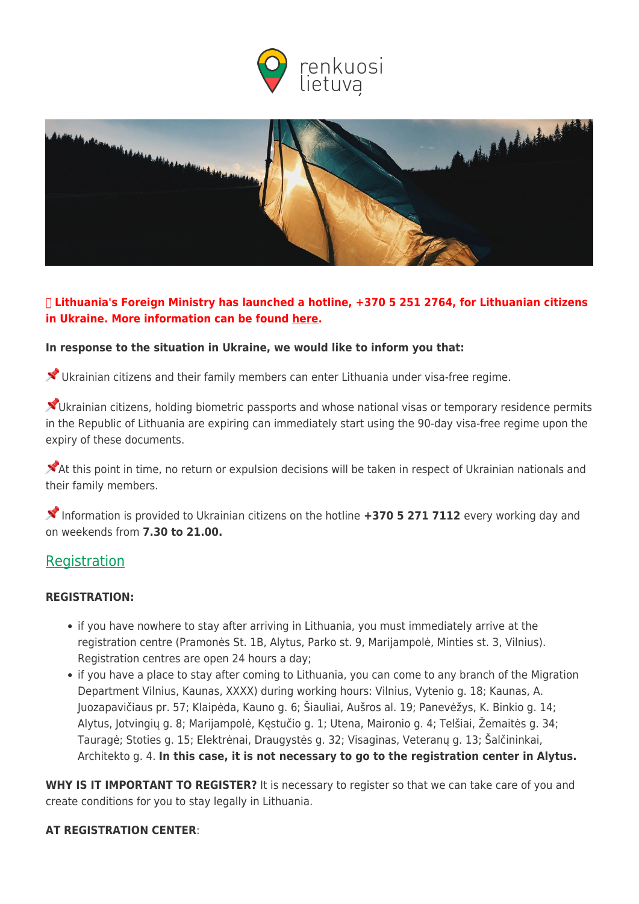**Lithuania's Foreign Ministry has launched a hotline, +370 5 251 2764, for Lithuanian citizens in Ukraine. More information can be found here.**

**In response to the situation in Ukraine, we would like to inform you that:**

📌 Ukrainian citizens and their family members can enter Lithuania under visa-free regime.

📌Ukrainian citizens, holding biometric passports and whose national visas or temporary residence permits in the Republic of Lithuania are expiring can immediately start using the 90-day visa-free regime upon the expiry of these documents.

📌At this point in time, no return or expulsion decisions will be taken in respect of Ukrainian nationals and their family members.

📌 Information is provided to Ukrainian citizens on the hotline **+370 5 271 7112** every working day and on weekends from **7.30 to 21.00.**

## Registration

**REGISTRATION:**

- if you have nowhere to stay after arriving in Lithuania, you must immediately arrive at the registration centre (Pramonės St. 1B, Alytus, Parko st. 9, Marijampolė, Minties st. 3, Vilnius). Registration centres are open 24 hours a day;
- if you have a place to stay after coming to Lithuania, you can come to any branch of the Migration Department Vilnius, Kaunas, XXXX) during working hours: Vilnius, Vytenio g. 18; Kaunas, A. Juozapavičiaus pr. 57; Klaipėda, Kauno g. 6; Šiauliai, Aušros al. 19; Panevėžys, K. Binkio g. 14; Alytus, Jotvingių g. 8; Marijampolė, Kęstučio g. 1; Utena, Maironio g. 4; Telšiai, Žemaitės g. 34; Tauragė; Stoties g. 15; Elektrėnai, Draugystės g. 32; Visaginas, Veteranų g. 13; Šalčininkai, Architekto g. 4. **In this case, it is not necessary to go to the registration center in Alytus.**

**WHY IS IT IMPORTANT TO REGISTER?** It is necessary to register so that we can take care of you and create conditions for you to stay legally in Lithuania.

**AT REGISTRATION CENTER**: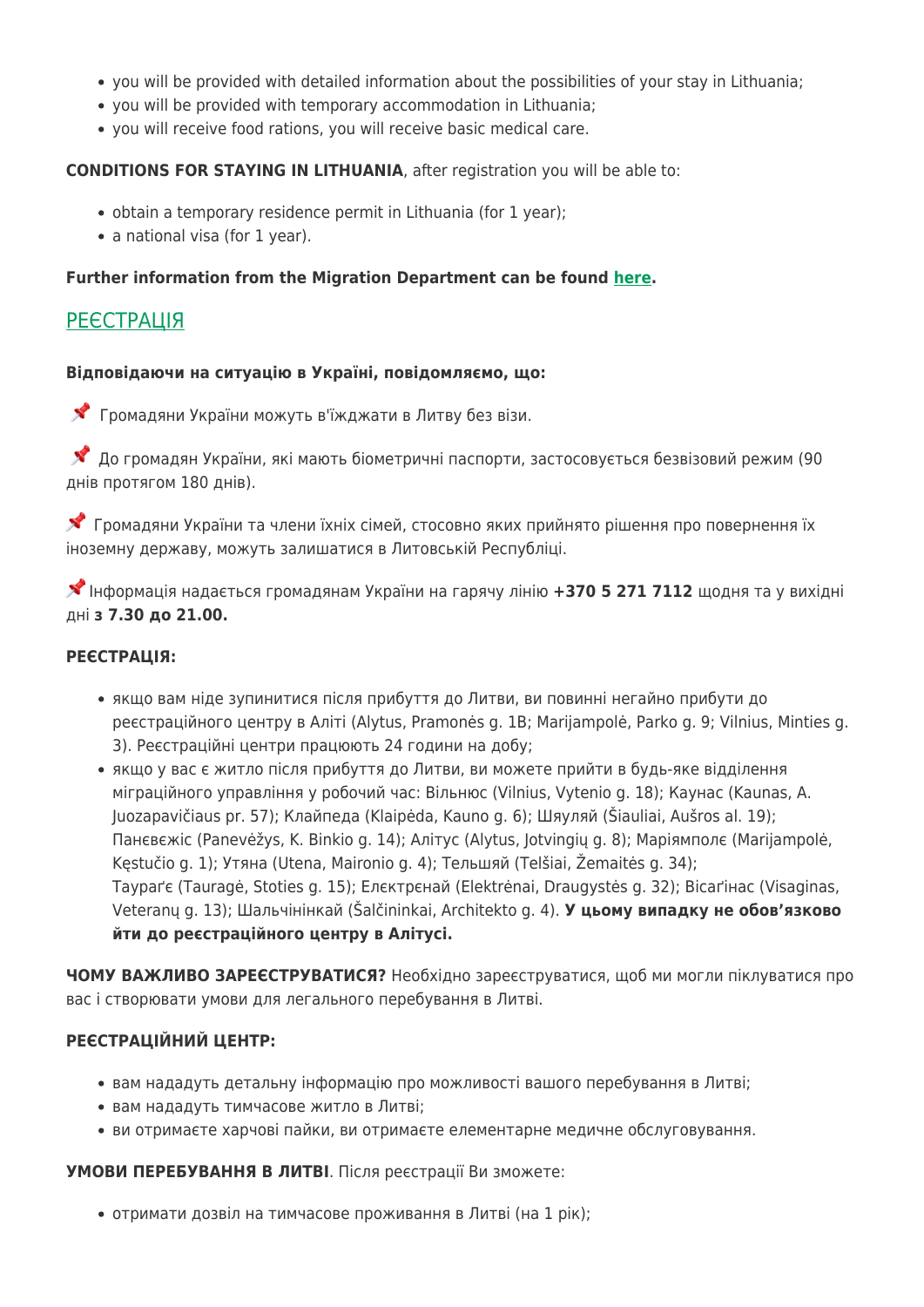- you will be provided with detailed information about the possibilities of your stay in Lithuania;
- you will be provided with temporary accommodation in Lithuania;
- you will receive food rations, you will receive basic medical care.

**CONDITIONS FOR STAYING IN LITHUANIA**, after registration you will be able to:

- obtain a temporary residence permit in Lithuania (for 1 year);
- a national visa (for 1 year).

**Further information from the Migration Department can be found here.**

## РЕЄСТРАЦІЯ

**Відповідаючи на ситуацію в Україні, повідомляємо, що:**

📌 Громадяни України можуть в'їжджати в Литву без візи.

📌 До громадян України, які мають біометричні паспорти, застосовується безвізовий режим (90 днів протягом 180 днів).

📌 Громадяни України та члени їхніх сімей, стосовно яких прийнято рішення про повернення їх іноземну державу, можуть залишатися в Литовській Республіці.

📌 Інформація надається громадянам України на гарячу лінію **+370 5 271 7112** щодня та у вихідні дні **з 7.30 до 21.00.**

**РЕЄСТРАЦІЯ:**

- якщо вам ніде зупинитися після прибуття до Литви, ви повинні негайно прибути до реєстраційного центру в Аліті (Alytus, Pramonės g. 1B; Marijampolė, Parko g. 9; Vilnius, Minties g. 3). Реєстраційні центри працюють 24 години на добу;
- якщо у вас є житло після прибуття до Литви, ви можете прийти в будь-яке відділення міграційного управління у робочий час: Вільнюс (Vilnius, Vytenio g. 18); Каунас (Kaunas, A. Juozapavičiaus pr. 57); Клайпеда (Klaipėda, Kauno g. 6); Шяуляй (Šiauliai, Aušros al. 19); Панєвєжіс (Panevėžys, K. Binkio g. 14); Алітус (Alytus, Jotvingių g. 8); Маріямполє (Marijampolė, Kęstučio g. 1); Утяна (Utena, Maironio g. 4); Тельшяй (Telšiai, Žemaitės g. 34); Таураґє (Tauragė, Stoties g. 15); Елєктрєнай (Elektrėnai, Draugystės g. 32); Вісаґінас (Visaginas, Veteranų g. 13); Шальчінінкай (Šalčininkai, Architekto g. 4). **У цьому випадку не обов'язково йти до реєстраційного центру в Алітусі.**

**ЧОМУ ВАЖЛИВО ЗАРЕЄСТРУВАТИСЯ?** Необхідно зареєструватися, щоб ми могли піклуватися про вас і створювати умови для легального перебування в Литві.

**РЕЄСТРАЦІЙНИЙ ЦЕНТР:**

- вам нададуть детальну інформацію про можливості вашого перебування в Литві;
- вам нададуть тимчасове житло в Литві;
- ви отримаєте харчові пайки, ви отримаєте елементарне медичне обслуговування.

**УМОВИ ПЕРЕБУВАННЯ В ЛИТВІ**. Після реєстрації Ви зможете:

- отримати дозвіл на тимчасове проживання в Литві (на 1 рік);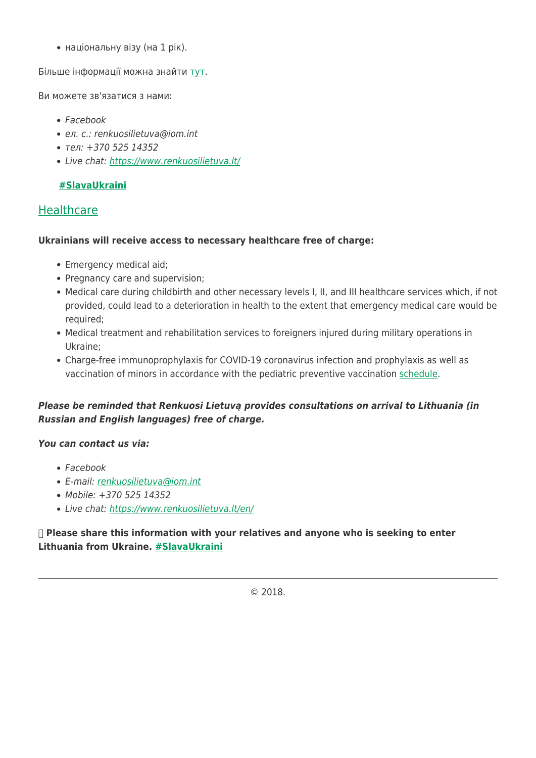- національну візу (на 1 рік).

Більше інформації можна знайти тут.

Ви можете зв'язатися з нами:

- *Facebook*
- *ел. с.: renkuosilietuva@iom.int*
- *тел: +370 525 14352*
- *Live chat: https://www.renkuosilietuva.lt/*

**#SlavaUkraini**

## Healthcare

**Ukrainians will receive access to necessary healthcare free of charge:**

- Emergency medical aid;
- Pregnancy care and supervision;
- Medical care during childbirth and other necessary levels I, II, and III healthcare services which, if not provided, could lead to a deterioration in health to the extent that emergency medical care would be required;
- Medical treatment and rehabilitation services to foreigners injured during military operations in Ukraine;
- Charge-free immunoprophylaxis for COVID-19 coronavirus infection and prophylaxis as well as vaccination of minors in accordance with the pediatric preventive vaccination schedule.

***Please be reminded that Renkuosi Lietuvą provides consultations on arrival to Lithuania (in Russian and English languages) free of charge.***

***You can contact us via:***

- *Facebook*
- *E-mail: renkuosilietuva@iom.int*
- *Mobile: +370 525 14352*
- *Live chat: https://www.renkuosilietuva.lt/en/*

**Please share this information with your relatives and anyone who is seeking to enter Lithuania from Ukraine. #SlavaUkraini**

---

© 2018.